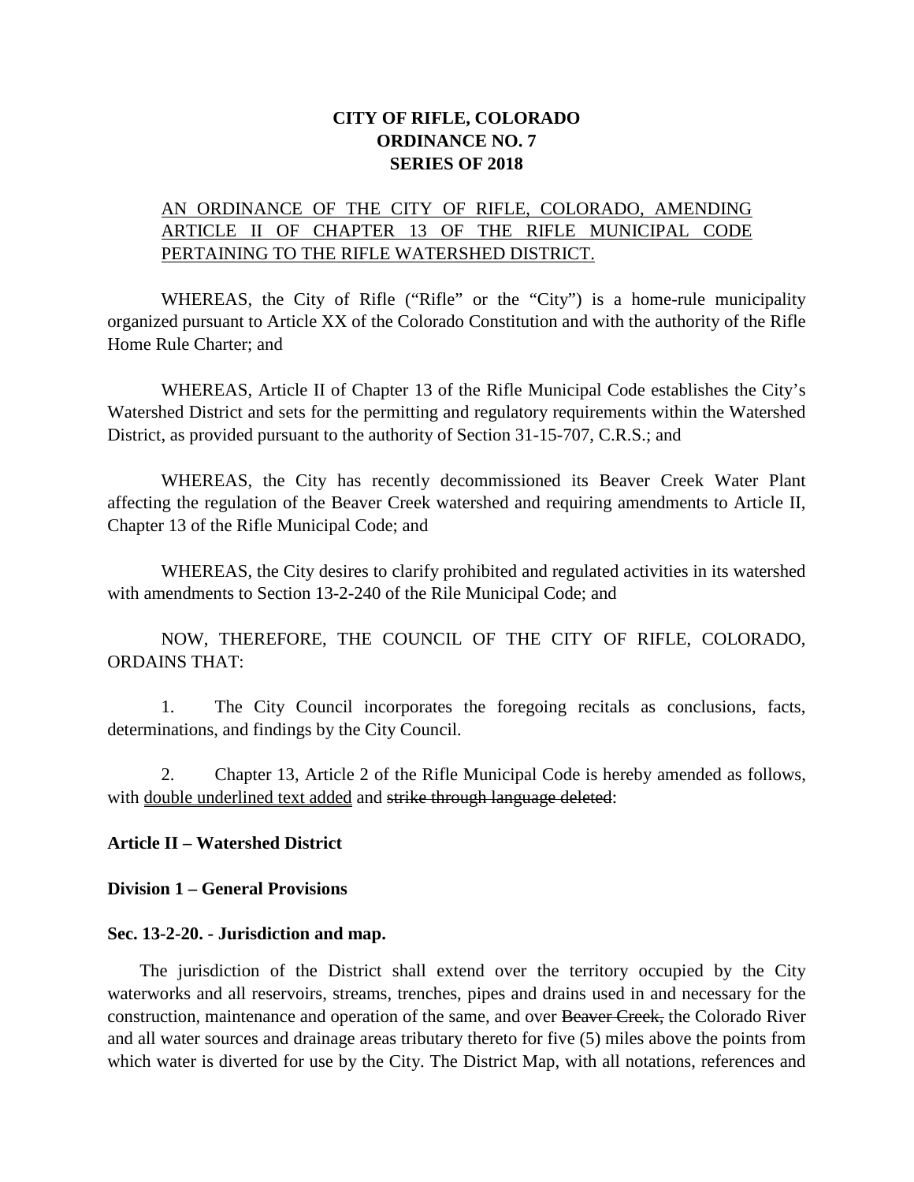**CITY OF RIFLE, COLORADO**
**ORDINANCE NO. 7**
**SERIES OF 2018**

<u>AN ORDINANCE OF THE CITY OF RIFLE, COLORADO, AMENDING ARTICLE II OF CHAPTER 13 OF THE RIFLE MUNICIPAL CODE PERTAINING TO THE RIFLE WATERSHED DISTRICT.</u>

WHEREAS, the City of Rifle ("Rifle" or the "City") is a home-rule municipality organized pursuant to Article XX of the Colorado Constitution and with the authority of the Rifle Home Rule Charter; and

WHEREAS, Article II of Chapter 13 of the Rifle Municipal Code establishes the City's Watershed District and sets for the permitting and regulatory requirements within the Watershed District, as provided pursuant to the authority of Section 31-15-707, C.R.S.; and

WHEREAS, the City has recently decommissioned its Beaver Creek Water Plant affecting the regulation of the Beaver Creek watershed and requiring amendments to Article II, Chapter 13 of the Rifle Municipal Code; and

WHEREAS, the City desires to clarify prohibited and regulated activities in its watershed with amendments to Section 13-2-240 of the Rile Municipal Code; and

NOW, THEREFORE, THE COUNCIL OF THE CITY OF RIFLE, COLORADO, ORDAINS THAT:

1. The City Council incorporates the foregoing recitals as conclusions, facts, determinations, and findings by the City Council.

2. Chapter 13, Article 2 of the Rifle Municipal Code is hereby amended as follows, with <u>double underlined text added</u> and ~~strike through language deleted~~:

**Article II – Watershed District**

**Division 1 – General Provisions**

**Sec. 13-2-20. - Jurisdiction and map.**

The jurisdiction of the District shall extend over the territory occupied by the City waterworks and all reservoirs, streams, trenches, pipes and drains used in and necessary for the construction, maintenance and operation of the same, and over ~~Beaver Creek,~~ the Colorado River and all water sources and drainage areas tributary thereto for five (5) miles above the points from which water is diverted for use by the City. The District Map, with all notations, references and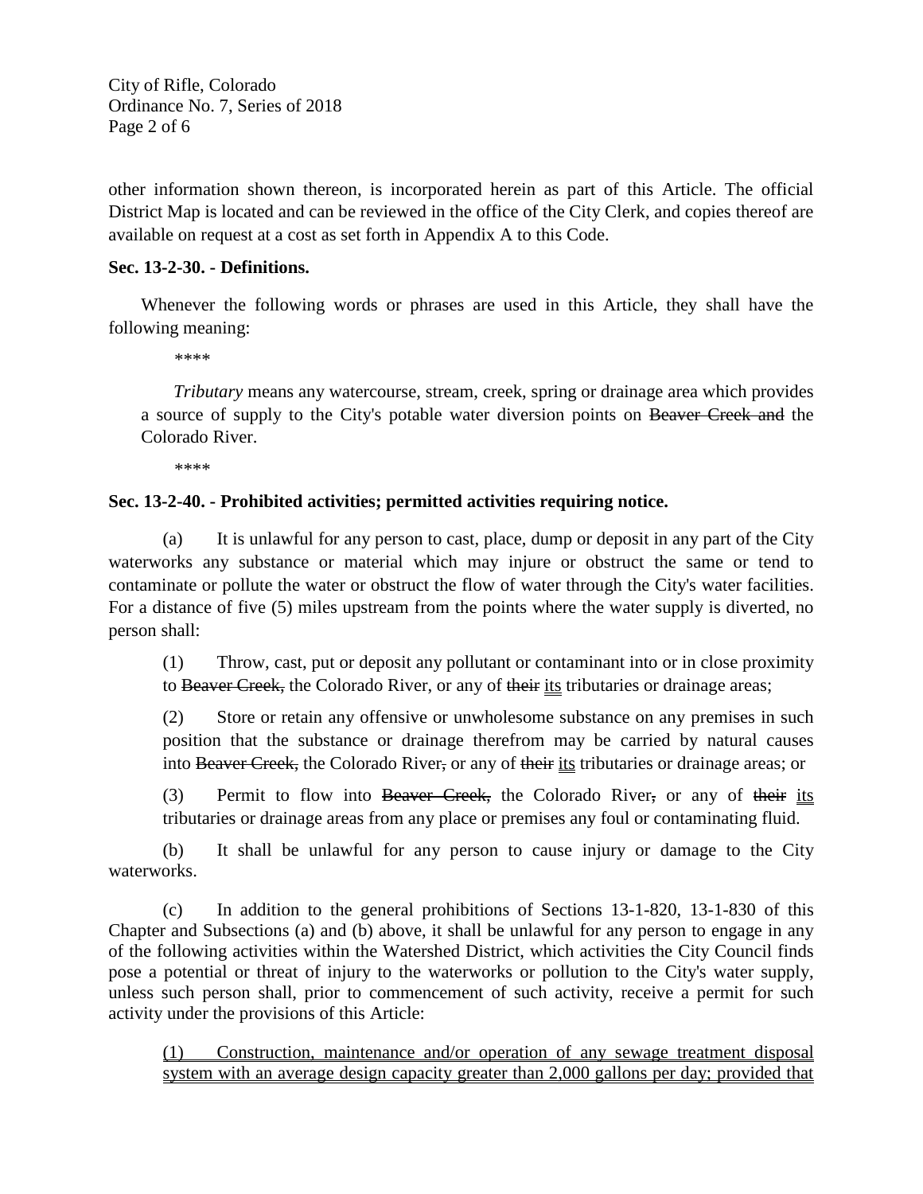other information shown thereon, is incorporated herein as part of this Article. The official District Map is located and can be reviewed in the office of the City Clerk, and copies thereof are available on request at a cost as set forth in Appendix A to this Code.

**Sec. 13-2-30. - Definitions.**

Whenever the following words or phrases are used in this Article, they shall have the following meaning:

\*\*\*\*

*Tributary* means any watercourse, stream, creek, spring or drainage area which provides a source of supply to the City's potable water diversion points on ~~Beaver Creek and~~ the Colorado River.

\*\*\*\*

**Sec. 13-2-40. - Prohibited activities; permitted activities requiring notice.**

(a) It is unlawful for any person to cast, place, dump or deposit in any part of the City waterworks any substance or material which may injure or obstruct the same or tend to contaminate or pollute the water or obstruct the flow of water through the City's water facilities. For a distance of five (5) miles upstream from the points where the water supply is diverted, no person shall:

(1) Throw, cast, put or deposit any pollutant or contaminant into or in close proximity to ~~Beaver Creek,~~ the Colorado River, or any of ~~their~~ <u>its</u> tributaries or drainage areas;

(2) Store or retain any offensive or unwholesome substance on any premises in such position that the substance or drainage therefrom may be carried by natural causes into ~~Beaver Creek,~~ the Colorado River~~,~~ or any of ~~their~~ <u>its</u> tributaries or drainage areas; or

(3) Permit to flow into ~~Beaver Creek,~~ the Colorado River~~,~~ or any of ~~their~~ <u>its</u> tributaries or drainage areas from any place or premises any foul or contaminating fluid.

(b) It shall be unlawful for any person to cause injury or damage to the City waterworks.

(c) In addition to the general prohibitions of Sections 13-1-820, 13-1-830 of this Chapter and Subsections (a) and (b) above, it shall be unlawful for any person to engage in any of the following activities within the Watershed District, which activities the City Council finds pose a potential or threat of injury to the waterworks or pollution to the City's water supply, unless such person shall, prior to commencement of such activity, receive a permit for such activity under the provisions of this Article:

<u>(1) Construction, maintenance and/or operation of any sewage treatment disposal system with an average design capacity greater than 2,000 gallons per day; provided that</u>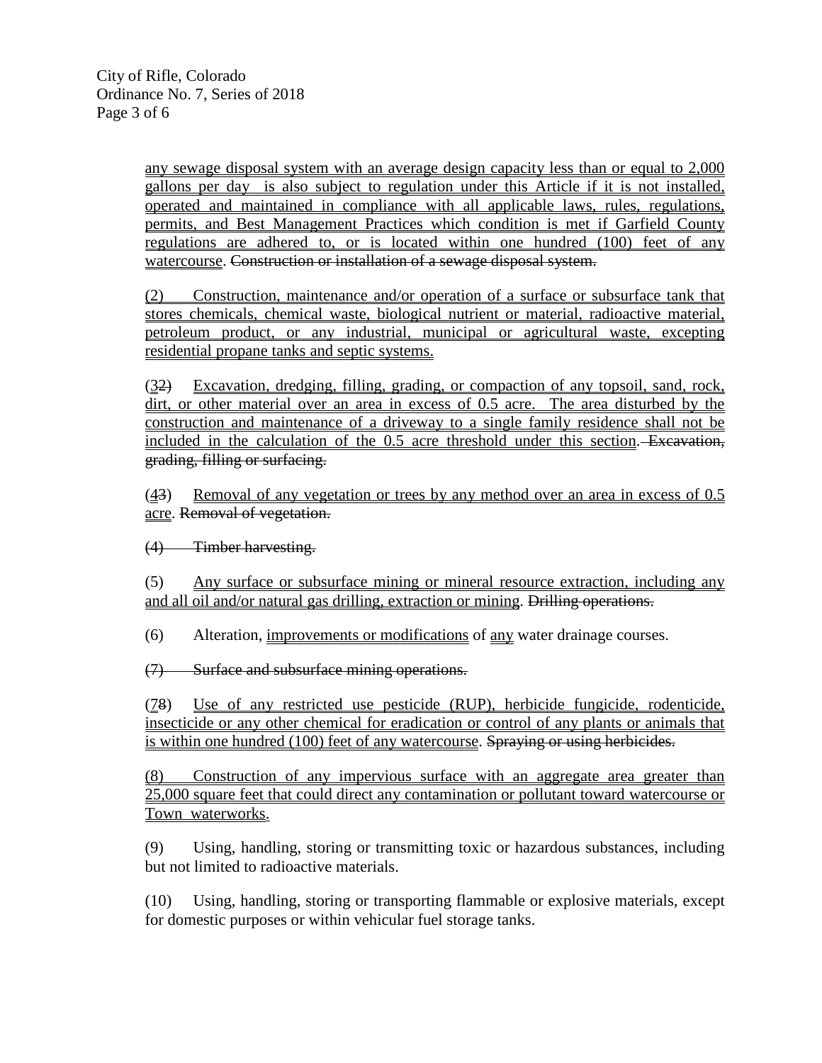any sewage disposal system with an average design capacity less than or equal to 2,000 gallons per day is also subject to regulation under this Article if it is not installed, operated and maintained in compliance with all applicable laws, rules, regulations, permits, and Best Management Practices which condition is met if Garfield County regulations are adhered to, or is located within one hundred (100) feet of any watercourse. ~~Construction or installation of a sewage disposal system.~~

(2) Construction, maintenance and/or operation of a surface or subsurface tank that stores chemicals, chemical waste, biological nutrient or material, radioactive material, petroleum product, or any industrial, municipal or agricultural waste, excepting residential propane tanks and septic systems.

(3~~2~~) Excavation, dredging, filling, grading, or compaction of any topsoil, sand, rock, dirt, or other material over an area in excess of 0.5 acre. The area disturbed by the construction and maintenance of a driveway to a single family residence shall not be included in the calculation of the 0.5 acre threshold under this section. ~~Excavation, grading, filling or surfacing.~~

(4~~3~~) Removal of any vegetation or trees by any method over an area in excess of 0.5 acre. ~~Removal of vegetation.~~

~~(4) Timber harvesting.~~

(5) Any surface or subsurface mining or mineral resource extraction, including any and all oil and/or natural gas drilling, extraction or mining. ~~Drilling operations.~~

(6) Alteration, improvements or modifications of any water drainage courses.

~~(7) Surface and subsurface mining operations.~~

(7~~8~~) Use of any restricted use pesticide (RUP), herbicide fungicide, rodenticide, insecticide or any other chemical for eradication or control of any plants or animals that is within one hundred (100) feet of any watercourse. ~~Spraying or using herbicides.~~

(8) Construction of any impervious surface with an aggregate area greater than 25,000 square feet that could direct any contamination or pollutant toward watercourse or Town waterworks.

(9) Using, handling, storing or transmitting toxic or hazardous substances, including but not limited to radioactive materials.

(10) Using, handling, storing or transporting flammable or explosive materials, except for domestic purposes or within vehicular fuel storage tanks.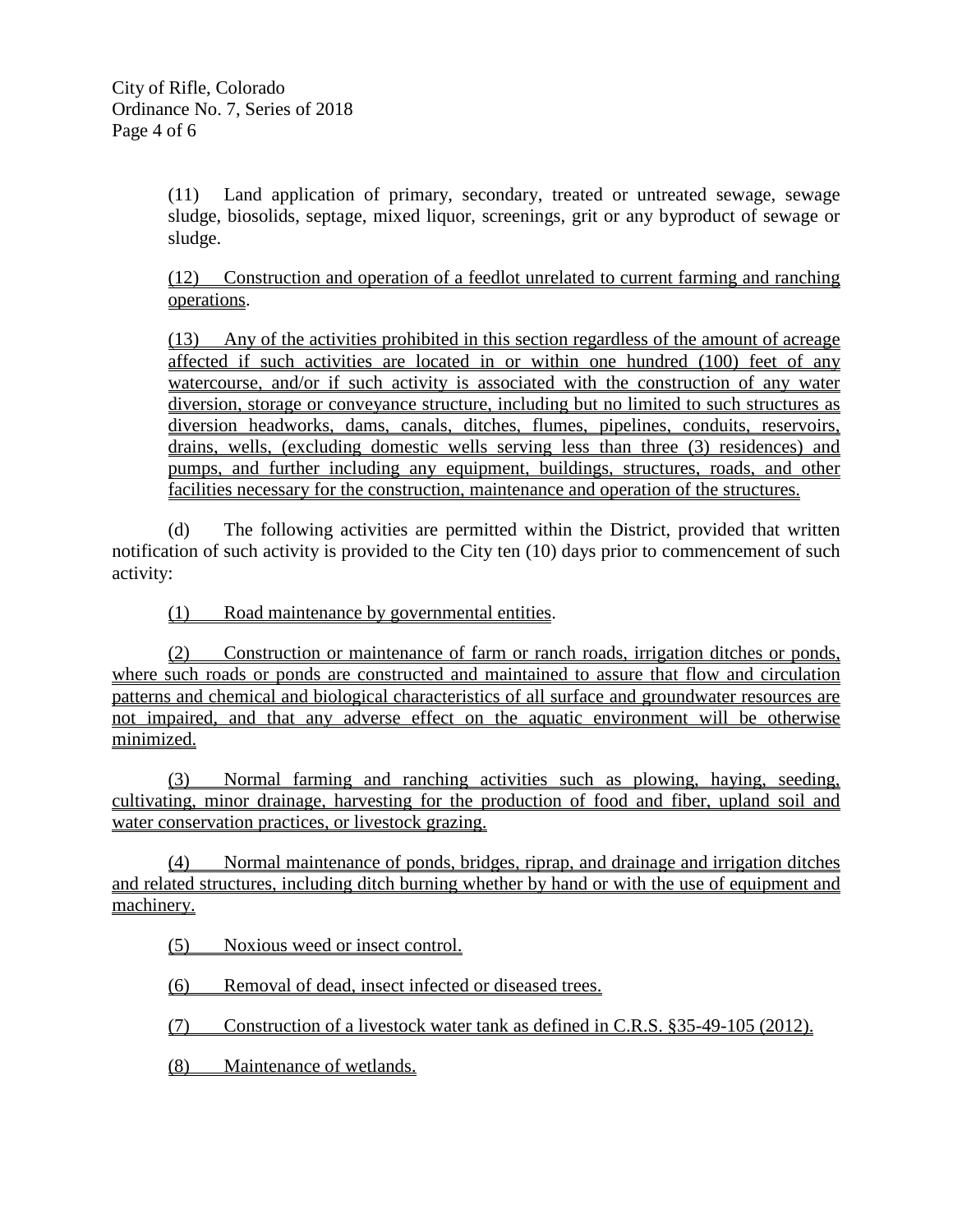(11) Land application of primary, secondary, treated or untreated sewage, sewage sludge, biosolids, septage, mixed liquor, screenings, grit or any byproduct of sewage or sludge.

(12) Construction and operation of a feedlot unrelated to current farming and ranching operations.

(13) Any of the activities prohibited in this section regardless of the amount of acreage affected if such activities are located in or within one hundred (100) feet of any watercourse, and/or if such activity is associated with the construction of any water diversion, storage or conveyance structure, including but no limited to such structures as diversion headworks, dams, canals, ditches, flumes, pipelines, conduits, reservoirs, drains, wells, (excluding domestic wells serving less than three (3) residences) and pumps, and further including any equipment, buildings, structures, roads, and other facilities necessary for the construction, maintenance and operation of the structures.

(d) The following activities are permitted within the District, provided that written notification of such activity is provided to the City ten (10) days prior to commencement of such activity:

(1) Road maintenance by governmental entities.

(2) Construction or maintenance of farm or ranch roads, irrigation ditches or ponds, where such roads or ponds are constructed and maintained to assure that flow and circulation patterns and chemical and biological characteristics of all surface and groundwater resources are not impaired, and that any adverse effect on the aquatic environment will be otherwise minimized.

(3) Normal farming and ranching activities such as plowing, haying, seeding, cultivating, minor drainage, harvesting for the production of food and fiber, upland soil and water conservation practices, or livestock grazing.

(4) Normal maintenance of ponds, bridges, riprap, and drainage and irrigation ditches and related structures, including ditch burning whether by hand or with the use of equipment and machinery.

(5) Noxious weed or insect control.

(6) Removal of dead, insect infected or diseased trees.

(7) Construction of a livestock water tank as defined in C.R.S. §35-49-105 (2012).

(8) Maintenance of wetlands.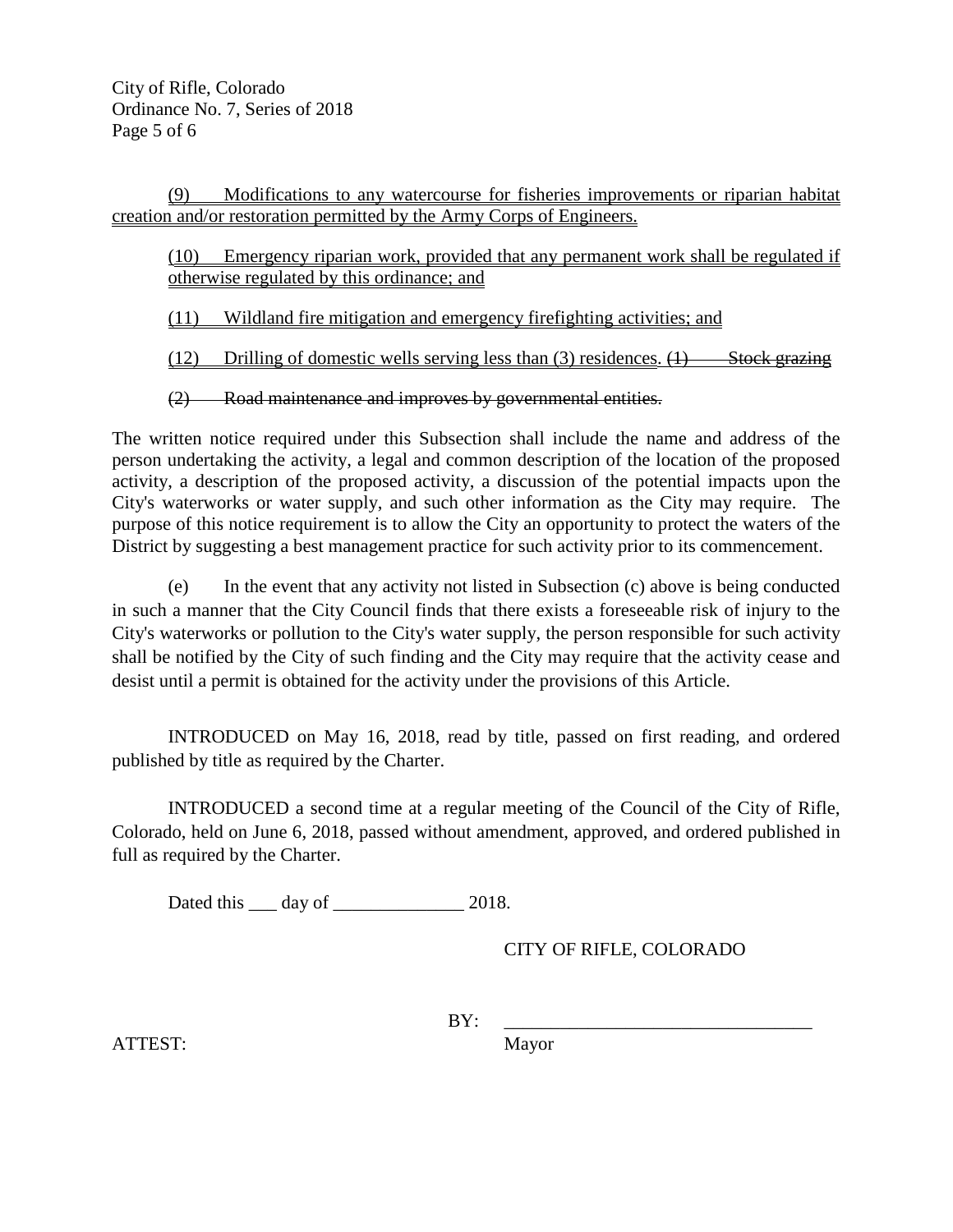(9) Modifications to any watercourse for fisheries improvements or riparian habitat creation and/or restoration permitted by the Army Corps of Engineers.

(10) Emergency riparian work, provided that any permanent work shall be regulated if otherwise regulated by this ordinance; and

(11) Wildland fire mitigation and emergency firefighting activities; and

(12) Drilling of domestic wells serving less than (3) residences. ~~(1) Stock grazing~~

~~(2) Road maintenance and improves by governmental entities.~~

The written notice required under this Subsection shall include the name and address of the person undertaking the activity, a legal and common description of the location of the proposed activity, a description of the proposed activity, a discussion of the potential impacts upon the City's waterworks or water supply, and such other information as the City may require. The purpose of this notice requirement is to allow the City an opportunity to protect the waters of the District by suggesting a best management practice for such activity prior to its commencement.

(e) In the event that any activity not listed in Subsection (c) above is being conducted in such a manner that the City Council finds that there exists a foreseeable risk of injury to the City's waterworks or pollution to the City's water supply, the person responsible for such activity shall be notified by the City of such finding and the City may require that the activity cease and desist until a permit is obtained for the activity under the provisions of this Article.

INTRODUCED on May 16, 2018, read by title, passed on first reading, and ordered published by title as required by the Charter.

INTRODUCED a second time at a regular meeting of the Council of the City of Rifle, Colorado, held on June 6, 2018, passed without amendment, approved, and ordered published in full as required by the Charter.

Dated this ___ day of ______________ 2018.

CITY OF RIFLE, COLORADO

BY: _________________________________

Mayor

ATTEST: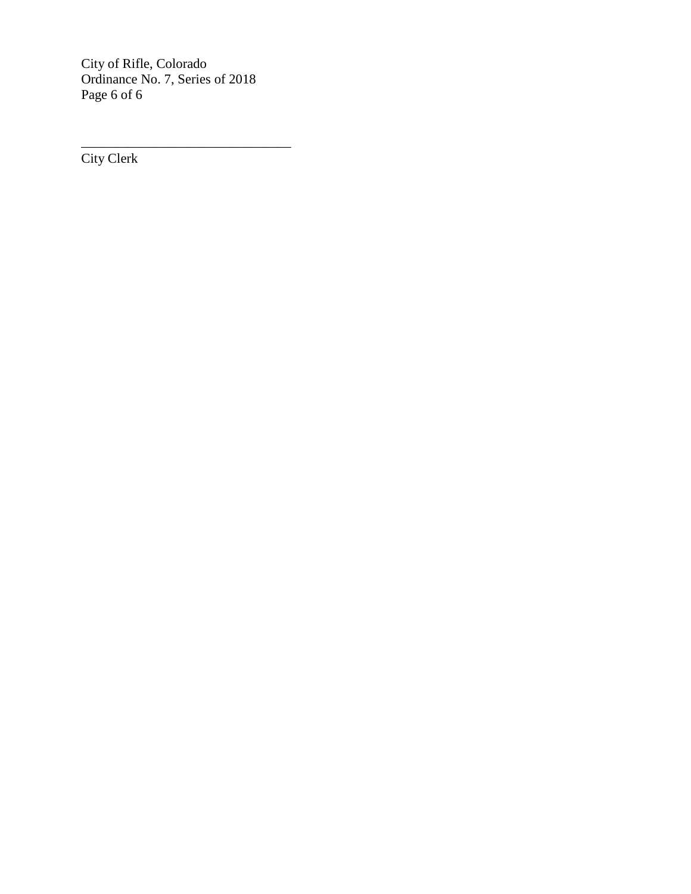________________________________

City Clerk